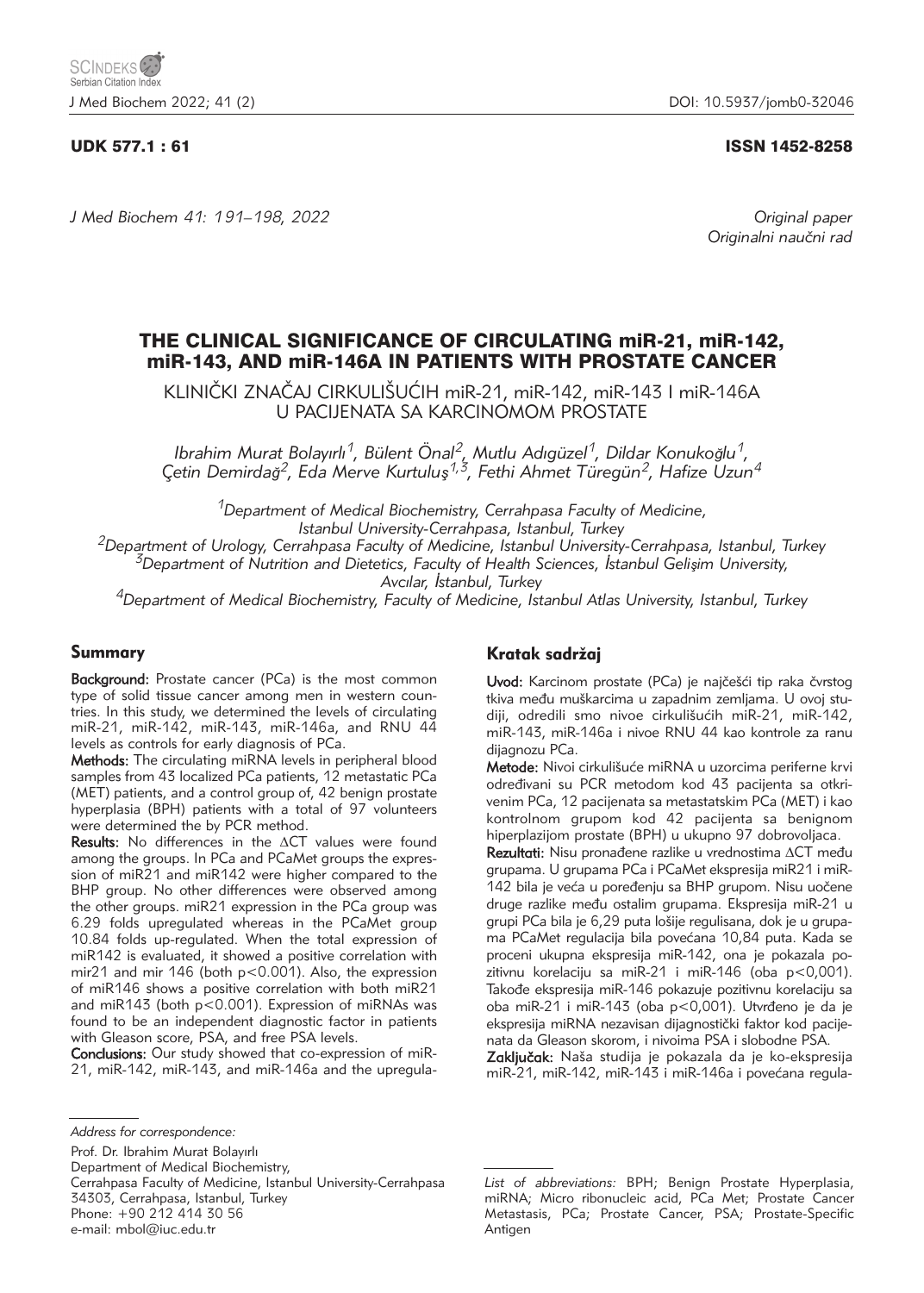UDK 577.1 : 61

ISSN 1452-8258

Original paper
Originalni naučni rad

# THE CLINICAL SIGNIFICANCE OF CIRCULATING miR-21, miR-142, miR-143, AND miR-146A IN PATIENTS WITH PROSTATE CANCER

KLINIČKI ZNAČAJ CIRKULIŠUĆIH miR-21, miR-142, miR-143 I miR-146A U PACIJENATA SA KARCINOMOM PROSTATE

*Ibrahim Murat Bolayırlı[1], Bülent Önal[2], Mutlu Adıgüzel[1], Dildar Konukoğlu[1], Çetin Demirdağ[2], Eda Merve Kurtuluş[1,3], Fethi Ahmet Türegün[2], Hafize Uzun[4]*

[1]Department of Medical Biochemistry, Cerrahpasa Faculty of Medicine, Istanbul University-Cerrahpasa, Istanbul, Turkey
[2]Department of Urology, Cerrahpasa Faculty of Medicine, Istanbul University-Cerrahpasa, Istanbul, Turkey
[3]Department of Nutrition and Dietetics, Faculty of Health Sciences, İstanbul Gelişim University, Avcılar, İstanbul, Turkey
[4]Department of Medical Biochemistry, Faculty of Medicine, Istanbul Atlas University, Istanbul, Turkey

## Summary

**Background:** Prostate cancer (PCa) is the most common type of solid tissue cancer among men in western countries. In this study, we determined the levels of circulating miR-21, miR-142, miR-143, miR-146a, and RNU 44 levels as controls for early diagnosis of PCa.

**Methods:** The circulating miRNA levels in peripheral blood samples from 43 localized PCa patients, 12 metastatic PCa (MET) patients, and a control group of, 42 benign prostate hyperplasia (BPH) patients with a total of 97 volunteers were determined the by PCR method.

**Results:** No differences in the ΔCT values were found among the groups. In PCa and PCaMet groups the expression of miR21 and miR142 were higher compared to the BHP group. No other differences were observed among the other groups. miR21 expression in the PCa group was 6.29 folds upregulated whereas in the PCaMet group 10.84 folds up-regulated. When the total expression of miR142 is evaluated, it showed a positive correlation with mir21 and mir 146 (both $p<0.001$). Also, the expression of miR146 shows a positive correlation with both miR21 and miR143 (both $p<0.001$). Expression of miRNAs was found to be an independent diagnostic factor in patients with Gleason score, PSA, and free PSA levels.

**Conclusions:** Our study showed that co-expression of miR-21, miR-142, miR-143, and miR-146a and the upregula-

## Kratak sadržaj

**Uvod:** Karcinom prostate (PCa) je najčešći tip raka čvrstog tkiva među muškarcima u zapadnim zemljama. U ovoj studiji, odredili smo nivoe cirkulišućih miR-21, miR-142, miR-143, miR-146a i nivoe RNU 44 kao kontrole za ranu dijagnozu PCa.

**Metode:** Nivoi cirkulišuće miRNA u uzorcima periferne krvi određivani su PCR metodom kod 43 pacijenta sa otkrivenim PCa, 12 pacijenata sa metastatskim PCa (MET) i kao kontrolnom grupom kod 42 pacijenta sa benignom hiperplazijom prostate (BPH) u ukupno 97 dobrovoljaca.

**Rezultati:** Nisu pronađene razlike u vrednostima ΔCT među grupama. U grupama PCa i PCaMet ekspresija miR21 i miR-142 bila je veća u poređenju sa BHP grupom. Nisu uočene druge razlike među ostalim grupama. Ekspresija miR-21 u grupi PCa bila je 6,29 puta lošije regulisana, dok je u grupama PCaMet regulacija bila povećana 10,84 puta. Kada se proceni ukupna ekspresija miR-142, ona je pokazala pozitivnu korelaciju sa miR-21 i miR-146 (oba $p<0,001$). Takođe ekspresija miR-146 pokazuje pozitivnu korelaciju sa oba miR-21 i miR-143 (oba $p<0,001$). Utvrđeno je da je ekspresija miRNA nezavisan dijagnostički faktor kod pacijenata da Gleason skorom, i nivoima PSA i slobodne PSA.

**Zaključak:** Naša studija je pokazala da je ko-ekspresija miR-21, miR-142, miR-143 i miR-146a i povećana regula-

*Address for correspondence:*

Prof. Dr. Ibrahim Murat Bolayırlı
Department of Medical Biochemistry,
Cerrahpasa Faculty of Medicine, Istanbul University-Cerrahpasa
34303, Cerrahpasa, Istanbul, Turkey
Phone: +90 212 414 30 56
e-mail: mbol@iuc.edu.tr

*List of abbreviations:* BPH; Benign Prostate Hyperplasia, miRNA; Micro ribonucleic acid, PCa Met; Prostate Cancer Metastasis, PCa; Prostate Cancer, PSA; Prostate-Specific Antigen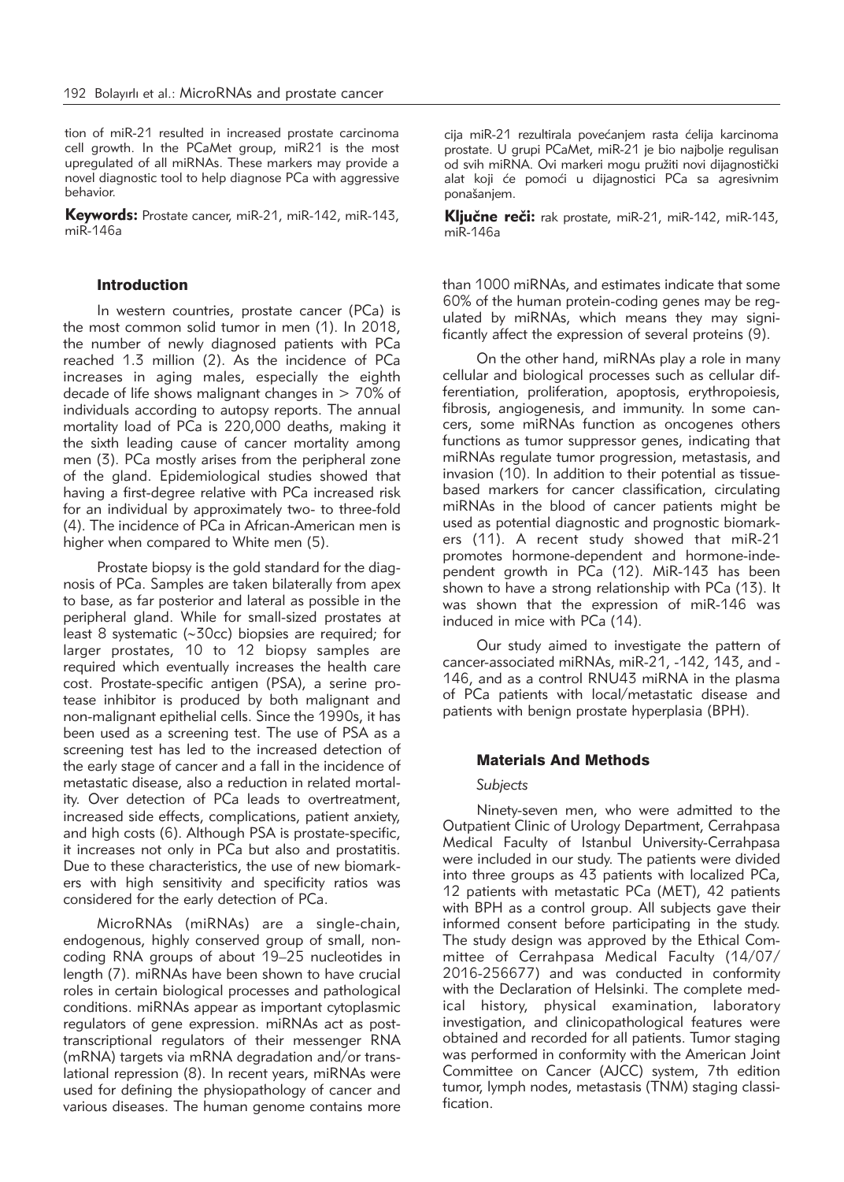tion of miR-21 resulted in increased prostate carcinoma cell growth. In the PCaMet group, miR21 is the most upregulated of all miRNAs. These markers may provide a novel diagnostic tool to help diagnose PCa with aggressive behavior.

**Keywords:** Prostate cancer, miR-21, miR-142, miR-143, miR-146a

cija miR-21 rezultirala povećanjem rasta ćelija karcinoma prostate. U grupi PCaMet, miR-21 je bio najbolje regulisan od svih miRNA. Ovi markeri mogu pružiti novi dijagnostički alat koji će pomoći u dijagnostici PCa sa agresivnim ponašanjem.

**Ključne reči:** rak prostate, miR-21, miR-142, miR-143, miR-146a

## Introduction

In western countries, prostate cancer (PCa) is the most common solid tumor in men (1). In 2018, the number of newly diagnosed patients with PCa reached 1.3 million (2). As the incidence of PCa increases in aging males, especially the eighth decade of life shows malignant changes in > 70% of individuals according to autopsy reports. The annual mortality load of PCa is 220,000 deaths, making it the sixth leading cause of cancer mortality among men (3). PCa mostly arises from the peripheral zone of the gland. Epidemiological studies showed that having a first-degree relative with PCa increased risk for an individual by approximately two- to three-fold (4). The incidence of PCa in African-American men is higher when compared to White men (5).

Prostate biopsy is the gold standard for the diagnosis of PCa. Samples are taken bilaterally from apex to base, as far posterior and lateral as possible in the peripheral gland. While for small-sized prostates at least 8 systematic (~30cc) biopsies are required; for larger prostates, 10 to 12 biopsy samples are required which eventually increases the health care cost. Prostate-specific antigen (PSA), a serine protease inhibitor is produced by both malignant and non-malignant epithelial cells. Since the 1990s, it has been used as a screening test. The use of PSA as a screening test has led to the increased detection of the early stage of cancer and a fall in the incidence of metastatic disease, also a reduction in related mortality. Over detection of PCa leads to overtreatment, increased side effects, complications, patient anxiety, and high costs (6). Although PSA is prostate-specific, it increases not only in PCa but also and prostatitis. Due to these characteristics, the use of new biomarkers with high sensitivity and specificity ratios was considered for the early detection of PCa.

MicroRNAs (miRNAs) are a single-chain, endogenous, highly conserved group of small, non-coding RNA groups of about 19–25 nucleotides in length (7). miRNAs have been shown to have crucial roles in certain biological processes and pathological conditions. miRNAs appear as important cytoplasmic regulators of gene expression. miRNAs act as post-transcriptional regulators of their messenger RNA (mRNA) targets via mRNA degradation and/or translational repression (8). In recent years, miRNAs were used for defining the physiopathology of cancer and various diseases. The human genome contains more than 1000 miRNAs, and estimates indicate that some 60% of the human protein-coding genes may be regulated by miRNAs, which means they may significantly affect the expression of several proteins (9).

On the other hand, miRNAs play a role in many cellular and biological processes such as cellular differentiation, proliferation, apoptosis, erythropoiesis, fibrosis, angiogenesis, and immunity. In some cancers, some miRNAs function as oncogenes others functions as tumor suppressor genes, indicating that miRNAs regulate tumor progression, metastasis, and invasion (10). In addition to their potential as tissue-based markers for cancer classification, circulating miRNAs in the blood of cancer patients might be used as potential diagnostic and prognostic biomarkers (11). A recent study showed that miR-21 promotes hormone-dependent and hormone-independent growth in PCa (12). MiR-143 has been shown to have a strong relationship with PCa (13). It was shown that the expression of miR-146 was induced in mice with PCa (14).

Our study aimed to investigate the pattern of cancer-associated miRNAs, miR-21, -142, 143, and -146, and as a control RNU43 miRNA in the plasma of PCa patients with local/metastatic disease and patients with benign prostate hyperplasia (BPH).

## Materials And Methods

### *Subjects*

Ninety-seven men, who were admitted to the Outpatient Clinic of Urology Department, Cerrahpasa Medical Faculty of Istanbul University-Cerrahpasa were included in our study. The patients were divided into three groups as 43 patients with localized PCa, 12 patients with metastatic PCa (MET), 42 patients with BPH as a control group. All subjects gave their informed consent before participating in the study. The study design was approved by the Ethical Committee of Cerrahpasa Medical Faculty (14/07/2016-256677) and was conducted in conformity with the Declaration of Helsinki. The complete medical history, physical examination, laboratory investigation, and clinicopathological features were obtained and recorded for all patients. Tumor staging was performed in conformity with the American Joint Committee on Cancer (AJCC) system, 7th edition tumor, lymph nodes, metastasis (TNM) staging classification.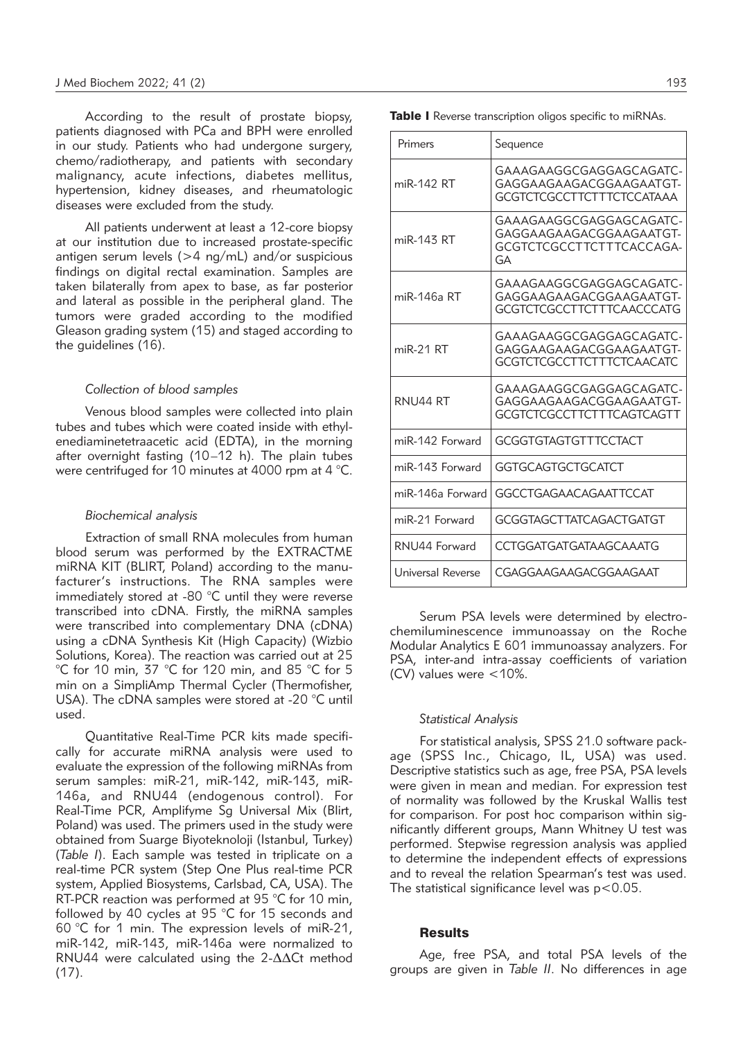According to the result of prostate biopsy, patients diagnosed with PCa and BPH were enrolled in our study. Patients who had undergone surgery, chemo/radiotherapy, and patients with secondary malignancy, acute infections, diabetes mellitus, hypertension, kidney diseases, and rheumatologic diseases were excluded from the study.

All patients underwent at least a 12-core biopsy at our institution due to increased prostate-specific antigen serum levels (>4 ng/mL) and/or suspicious findings on digital rectal examination. Samples are taken bilaterally from apex to base, as far posterior and lateral as possible in the peripheral gland. The tumors were graded according to the modified Gleason grading system (15) and staged according to the guidelines (16).

### *Collection of blood samples*

Venous blood samples were collected into plain tubes and tubes which were coated inside with ethylenediaminetetraacetic acid (EDTA), in the morning after overnight fasting (10–12 h). The plain tubes were centrifuged for 10 minutes at 4000 rpm at 4 °C.

### *Biochemical analysis*

Extraction of small RNA molecules from human blood serum was performed by the EXTRACTME miRNA KIT (BLIRT, Poland) according to the manufacturer's instructions. The RNA samples were immediately stored at -80 °C until they were reverse transcribed into cDNA. Firstly, the miRNA samples were transcribed into complementary DNA (cDNA) using a cDNA Synthesis Kit (High Capacity) (Wizbio Solutions, Korea). The reaction was carried out at 25 °C for 10 min, 37 °C for 120 min, and 85 °C for 5 min on a SimpliAmp Thermal Cycler (Thermofisher, USA). The cDNA samples were stored at -20 °C until used.

Quantitative Real-Time PCR kits made specifically for accurate miRNA analysis were used to evaluate the expression of the following miRNAs from serum samples: miR-21, miR-142, miR-143, miR-146a, and RNU44 (endogenous control). For Real-Time PCR, Amplifyme Sg Universal Mix (Blirt, Poland) was used. The primers used in the study were obtained from Suarge Biyoteknoloji (Istanbul, Turkey) (*Table I*). Each sample was tested in triplicate on a real-time PCR system (Step One Plus real-time PCR system, Applied Biosystems, Carlsbad, CA, USA). The RT-PCR reaction was performed at 95 °C for 10 min, followed by 40 cycles at 95 °C for 15 seconds and 60 °C for 1 min. The expression levels of miR-21, miR-142, miR-143, miR-146a were normalized to RNU44 were calculated using the 2-ΔΔCt method (17).

**Table I** Reverse transcription oligos specific to miRNAs.

| Primers | Sequence |
|---|---|
| miR-142 RT | GAAAGAAGGCGAGGAGCAGATC-GAGGAAGAAGACGGAAGAATGT-GCGTCTCGCCTTCTTTCTCCATAAA |
| miR-143 RT | GAAAGAAGGCGAGGAGCAGATC-GAGGAAGAAGACGGAAGAATGT-GCGTCTCGCCTTCTTTCACCAGA-GA |
| miR-146a RT | GAAAGAAGGCGAGGAGCAGATC-GAGGAAGAAGACGGAAGAATGT-GCGTCTCGCCTTCTTTCAACCCATG |
| miR-21 RT | GAAAGAAGGCGAGGAGCAGATC-GAGGAAGAAGACGGAAGAATGT-GCGTCTCGCCTTCTTTCTCAACATC |
| RNU44 RT | GAAAGAAGGCGAGGAGCAGATC-GAGGAAGAAGACGGAAGAATGT-GCGTCTCGCCTTCTTTCAGTCAGTT |
| miR-142 Forward | GCGGTGTAGTGTTTCCTACT |
| miR-143 Forward | GGTGCAGTGCTGCATCT |
| miR-146a Forward | GGCCTGAGAACAGAATTCCAT |
| miR-21 Forward | GCGGTAGCTTATCAGACTGATGT |
| RNU44 Forward | CCTGGATGATGATAAGCAAATG |
| Universal Reverse | CGAGGAAGAAGACGGAAGAAT |

Serum PSA levels were determined by electrochemiluminescence immunoassay on the Roche Modular Analytics E 601 immunoassay analyzers. For PSA, inter-and intra-assay coefficients of variation (CV) values were <10%.

### *Statistical Analysis*

For statistical analysis, SPSS 21.0 software package (SPSS Inc., Chicago, IL, USA) was used. Descriptive statistics such as age, free PSA, PSA levels were given in mean and median. For expression test of normality was followed by the Kruskal Wallis test for comparison. For post hoc comparison within significantly different groups, Mann Whitney U test was performed. Stepwise regression analysis was applied to determine the independent effects of expressions and to reveal the relation Spearman's test was used. The statistical significance level was $p<0.05$.

## Results

Age, free PSA, and total PSA levels of the groups are given in *Table II*. No differences in age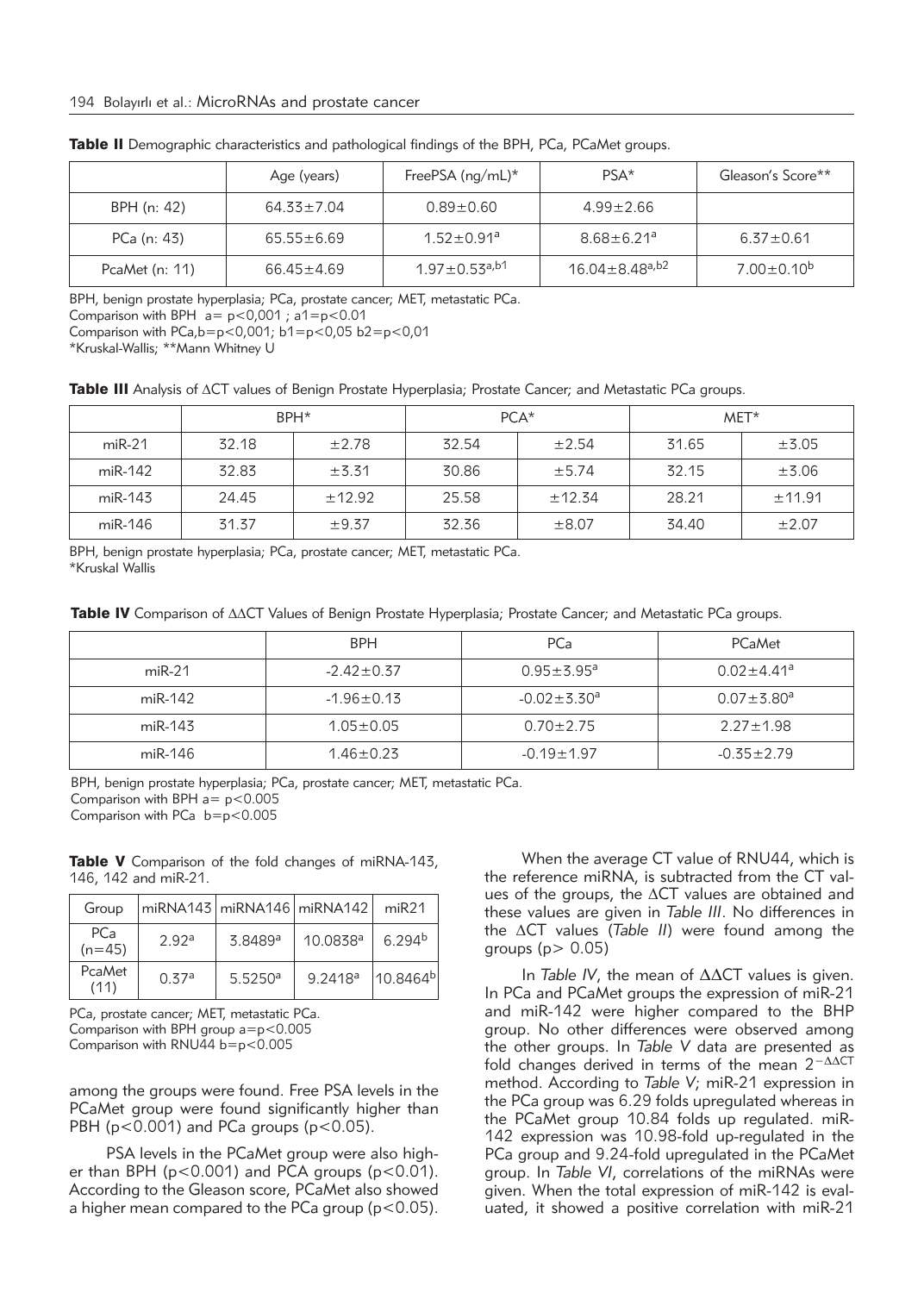**Table II** Demographic characteristics and pathological findings of the BPH, PCa, PCaMet groups.

| | Age (years) | FreePSA (ng/mL)* | PSA* | Gleason's Score** |
|---|---|---|---|---|
| BPH (n: 42) | 64.33±7.04 | 0.89±0.60 | 4.99±2.66 | |
| PCa (n: 43) | 65.55±6.69 | 1.52±0.91[a] | 8.68±6.21[a] | 6.37±0.61 |
| PcaMet (n: 11) | 66.45±4.69 | 1.97±0.53[a,b1] | 16.04±8.48[a,b2] | 7.00±0.10[b] |

BPH, benign prostate hyperplasia; PCa, prostate cancer; MET, metastatic PCa.
Comparison with BPH a= $p<0,001$ ; a1=$p<0.01$
Comparison with PCa,b=$p<0,001$; b1=$p<0,05$ b2=$p<0,01$
*Kruskal-Wallis; **Mann Whitney U

**Table III** Analysis of ΔCT values of Benign Prostate Hyperplasia; Prostate Cancer; and Metastatic PCa groups.

| | BPH* | | PCA* | | MET* | |
|---|---|---|---|---|---|---|
| miR-21 | 32.18 | ±2.78 | 32.54 | ±2.54 | 31.65 | ±3.05 |
| miR-142 | 32.83 | ±3.31 | 30.86 | ±5.74 | 32.15 | ±3.06 |
| miR-143 | 24.45 | ±12.92 | 25.58 | ±12.34 | 28.21 | ±11.91 |
| miR-146 | 31.37 | ±9.37 | 32.36 | ±8.07 | 34.40 | ±2.07 |

BPH, benign prostate hyperplasia; PCa, prostate cancer; MET, metastatic PCa.
*Kruskal Wallis

**Table IV** Comparison of ΔΔCT Values of Benign Prostate Hyperplasia; Prostate Cancer; and Metastatic PCa groups.

| | BPH | PCa | PCaMet |
|---|---|---|---|
| miR-21 | -2.42±0.37 | 0.95±3.95[a] | 0.02±4.41[a] |
| miR-142 | -1.96±0.13 | -0.02±3.30[a] | 0.07±3.80[a] |
| miR-143 | 1.05±0.05 | 0.70±2.75 | 2.27±1.98 |
| miR-146 | 1.46±0.23 | -0.19±1.97 | -0.35±2.79 |

BPH, benign prostate hyperplasia; PCa, prostate cancer; MET, metastatic PCa.
Comparison with BPH a= $p<0.005$
Comparison with PCa b=$p<0.005$

**Table V** Comparison of the fold changes of miRNA-143, 146, 142 and miR-21.

| Group | miRNA143 | miRNA146 | miRNA142 | miR21 |
|---|---|---|---|---|
| PCa (n=45) | 2.92[a] | 3.8489[a] | 10.0838[a] | 6.294[b] |
| PcaMet (11) | 0.37[a] | 5.5250[a] | 9.2418[a] | 10.8464[b] |

PCa, prostate cancer; MET, metastatic PCa.
Comparison with BPH group a=$p<0.005$
Comparison with RNU44 b=$p<0.005$

among the groups were found. Free PSA levels in the PCaMet group were found significantly higher than PBH ($p<0.001$) and PCa groups ($p<0.05$).

PSA levels in the PCaMet group were also higher than BPH ($p<0.001$) and PCA groups ($p<0.01$). According to the Gleason score, PCaMet also showed a higher mean compared to the PCa group ($p<0.05$).

When the average CT value of RNU44, which is the reference miRNA, is subtracted from the CT values of the groups, the ΔCT values are obtained and these values are given in *Table III*. No differences in the ΔCT values (*Table II*) were found among the groups ($p> 0.05$)

In *Table IV*, the mean of ΔΔCT values is given. In PCa and PCaMet groups the expression of miR-21 and miR-142 were higher compared to the BHP group. No other differences were observed among the other groups. In *Table V* data are presented as fold changes derived in terms of the mean $2^{-\Delta\Delta CT}$ method. According to *Table V*; miR-21 expression in the PCa group was 6.29 folds upregulated whereas in the PCaMet group 10.84 folds up regulated. miR-142 expression was 10.98-fold up-regulated in the PCa group and 9.24-fold upregulated in the PCaMet group. In *Table VI*, correlations of the miRNAs were given. When the total expression of miR-142 is evaluated, it showed a positive correlation with miR-21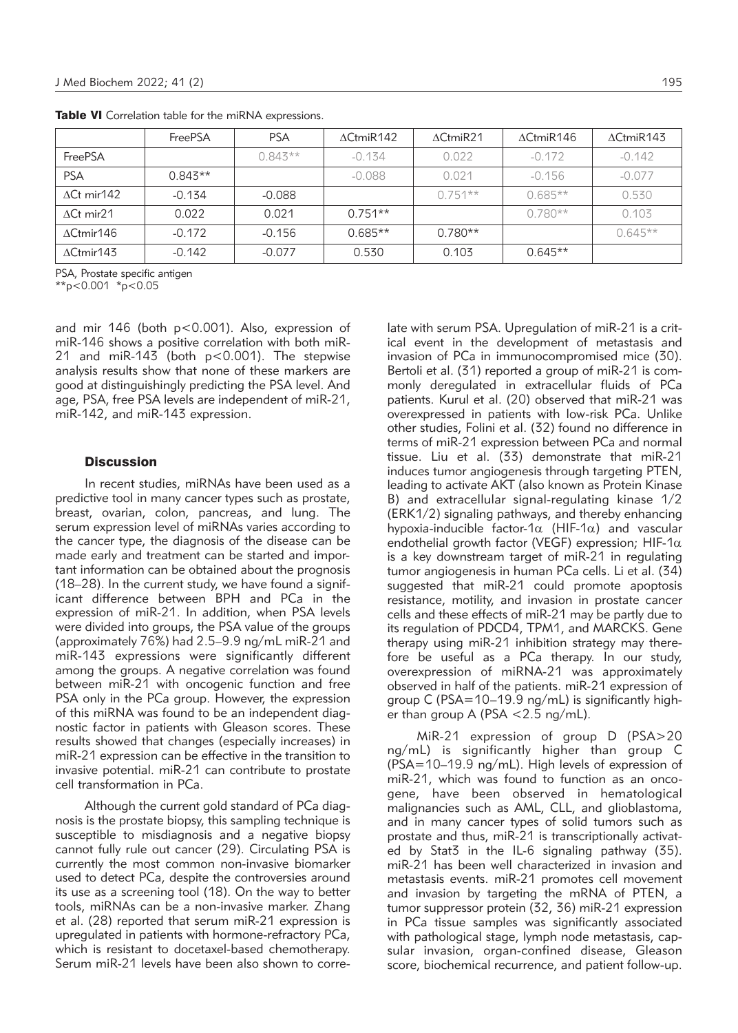**Table VI** Correlation table for the miRNA expressions.

| | FreePSA | PSA | ΔCtmiR142 | ΔCtmiR21 | ΔCtmiR146 | ΔCtmiR143 |
|---|---|---|---|---|---|---|
| FreePSA | | 0.843** | -0.134 | 0.022 | -0.172 | -0.142 |
| PSA | 0.843** | | -0.088 | 0.021 | -0.156 | -0.077 |
| ΔCt mir142 | -0.134 | -0.088 | | 0.751** | 0.685** | 0.530 |
| ΔCt mir21 | 0.022 | 0.021 | 0.751** | | 0.780** | 0.103 |
| ΔCtmir146 | -0.172 | -0.156 | 0.685** | 0.780** | | 0.645** |
| ΔCtmir143 | -0.142 | -0.077 | 0.530 | 0.103 | 0.645** | |

PSA, Prostate specific antigen
**p<0.001 *p<0.05

and mir 146 (both $p<0.001$). Also, expression of miR-146 shows a positive correlation with both miR-21 and miR-143 (both $p<0.001$). The stepwise analysis results show that none of these markers are good at distinguishingly predicting the PSA level. And age, PSA, free PSA levels are independent of miR-21, miR-142, and miR-143 expression.

## Discussion

In recent studies, miRNAs have been used as a predictive tool in many cancer types such as prostate, breast, ovarian, colon, pancreas, and lung. The serum expression level of miRNAs varies according to the cancer type, the diagnosis of the disease can be made early and treatment can be started and important information can be obtained about the prognosis (18–28). In the current study, we have found a significant difference between BPH and PCa in the expression of miR-21. In addition, when PSA levels were divided into groups, the PSA value of the groups (approximately 76%) had 2.5–9.9 ng/mL miR-21 and miR-143 expressions were significantly different among the groups. A negative correlation was found between miR-21 with oncogenic function and free PSA only in the PCa group. However, the expression of this miRNA was found to be an independent diagnostic factor in patients with Gleason scores. These results showed that changes (especially increases) in miR-21 expression can be effective in the transition to invasive potential. miR-21 can contribute to prostate cell transformation in PCa.

Although the current gold standard of PCa diagnosis is the prostate biopsy, this sampling technique is susceptible to misdiagnosis and a negative biopsy cannot fully rule out cancer (29). Circulating PSA is currently the most common non-invasive biomarker used to detect PCa, despite the controversies around its use as a screening tool (18). On the way to better tools, miRNAs can be a non-invasive marker. Zhang et al. (28) reported that serum miR-21 expression is upregulated in patients with hormone-refractory PCa, which is resistant to docetaxel-based chemotherapy. Serum miR-21 levels have been also shown to correlate with serum PSA. Upregulation of miR-21 is a critical event in the development of metastasis and invasion of PCa in immunocompromised mice (30). Bertoli et al. (31) reported a group of miR-21 is commonly deregulated in extracellular fluids of PCa patients. Kurul et al. (20) observed that miR-21 was overexpressed in patients with low-risk PCa. Unlike other studies, Folini et al. (32) found no difference in terms of miR-21 expression between PCa and normal tissue. Liu et al. (33) demonstrate that miR-21 induces tumor angiogenesis through targeting PTEN, leading to activate AKT (also known as Protein Kinase B) and extracellular signal-regulating kinase 1/2 (ERK1/2) signaling pathways, and thereby enhancing hypoxia-inducible factor-1α (HIF-1α) and vascular endothelial growth factor (VEGF) expression; HIF-1α is a key downstream target of miR-21 in regulating tumor angiogenesis in human PCa cells. Li et al. (34) suggested that miR-21 could promote apoptosis resistance, motility, and invasion in prostate cancer cells and these effects of miR-21 may be partly due to its regulation of PDCD4, TPM1, and MARCKS. Gene therapy using miR-21 inhibition strategy may therefore be useful as a PCa therapy. In our study, overexpression of miRNA-21 was approximately observed in half of the patients. miR-21 expression of group C (PSA=10–19.9 ng/mL) is significantly higher than group A (PSA <2.5 ng/mL).

MiR-21 expression of group D (PSA>20 ng/mL) is significantly higher than group C (PSA=10–19.9 ng/mL). High levels of expression of miR-21, which was found to function as an oncogene, have been observed in hematological malignancies such as AML, CLL, and glioblastoma, and in many cancer types of solid tumors such as prostate and thus, miR-21 is transcriptionally activated by Stat3 in the IL-6 signaling pathway (35). miR-21 has been well characterized in invasion and metastasis events. miR-21 promotes cell movement and invasion by targeting the mRNA of PTEN, a tumor suppressor protein (32, 36) miR-21 expression in PCa tissue samples was significantly associated with pathological stage, lymph node metastasis, capsular invasion, organ-confined disease, Gleason score, biochemical recurrence, and patient follow-up.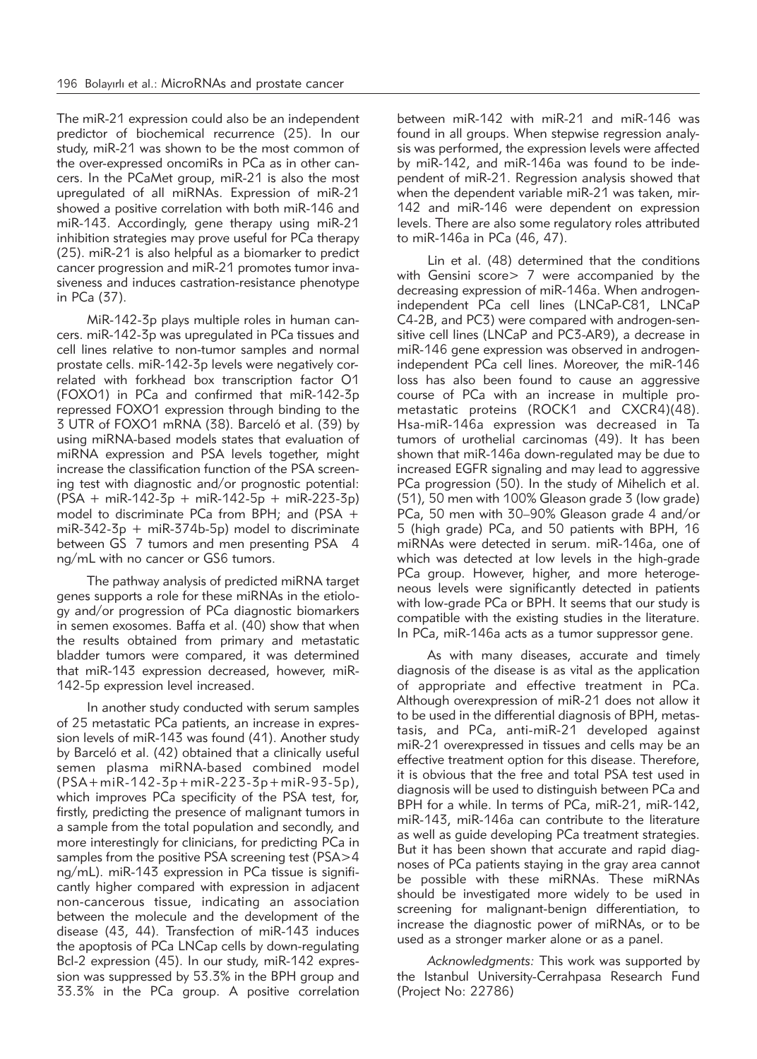The miR-21 expression could also be an independent predictor of biochemical recurrence (25). In our study, miR-21 was shown to be the most common of the over-expressed oncomiRs in PCa as in other cancers. In the PCaMet group, miR-21 is also the most upregulated of all miRNAs. Expression of miR-21 showed a positive correlation with both miR-146 and miR-143. Accordingly, gene therapy using miR-21 inhibition strategies may prove useful for PCa therapy (25). miR-21 is also helpful as a biomarker to predict cancer progression and miR-21 promotes tumor invasiveness and induces castration-resistance phenotype in PCa (37).

MiR-142-3p plays multiple roles in human cancers. miR-142-3p was upregulated in PCa tissues and cell lines relative to non-tumor samples and normal prostate cells. miR-142-3p levels were negatively correlated with forkhead box transcription factor O1 (FOXO1) in PCa and confirmed that miR-142-3p repressed FOXO1 expression through binding to the 3 UTR of FOXO1 mRNA (38). Barceló et al. (39) by using miRNA-based models states that evaluation of miRNA expression and PSA levels together, might increase the classification function of the PSA screening test with diagnostic and/or prognostic potential: (PSA + miR-142-3p + miR-142-5p + miR-223-3p) model to discriminate PCa from BPH; and (PSA + miR-342-3p + miR-374b-5p) model to discriminate between GS 7 tumors and men presenting PSA 4 ng/mL with no cancer or GS6 tumors.

The pathway analysis of predicted miRNA target genes supports a role for these miRNAs in the etiology and/or progression of PCa diagnostic biomarkers in semen exosomes. Baffa et al. (40) show that when the results obtained from primary and metastatic bladder tumors were compared, it was determined that miR-143 expression decreased, however, miR-142-5p expression level increased.

In another study conducted with serum samples of 25 metastatic PCa patients, an increase in expression levels of miR-143 was found (41). Another study by Barceló et al. (42) obtained that a clinically useful semen plasma miRNA-based combined model (PSA+miR-142-3p+miR-223-3p+miR-93-5p), which improves PCa specificity of the PSA test, for, firstly, predicting the presence of malignant tumors in a sample from the total population and secondly, and more interestingly for clinicians, for predicting PCa in samples from the positive PSA screening test (PSA>4 ng/mL). miR-143 expression in PCa tissue is significantly higher compared with expression in adjacent non-cancerous tissue, indicating an association between the molecule and the development of the disease (43, 44). Transfection of miR-143 induces the apoptosis of PCa LNCap cells by down-regulating Bcl-2 expression (45). In our study, miR-142 expression was suppressed by 53.3% in the BPH group and 33.3% in the PCa group. A positive correlation between miR-142 with miR-21 and miR-146 was found in all groups. When stepwise regression analysis was performed, the expression levels were affected by miR-142, and miR-146a was found to be independent of miR-21. Regression analysis showed that when the dependent variable miR-21 was taken, mir-142 and miR-146 were dependent on expression levels. There are also some regulatory roles attributed to miR-146a in PCa (46, 47).

Lin et al. (48) determined that the conditions with Gensini score> 7 were accompanied by the decreasing expression of miR-146a. When androgen-independent PCa cell lines (LNCaP-C81, LNCaP C4-2B, and PC3) were compared with androgen-sensitive cell lines (LNCaP and PC3-AR9), a decrease in miR-146 gene expression was observed in androgen-independent PCa cell lines. Moreover, the miR-146 loss has also been found to cause an aggressive course of PCa with an increase in multiple pro-metastatic proteins (ROCK1 and CXCR4)(48). Hsa-miR-146a expression was decreased in Ta tumors of urothelial carcinomas (49). It has been shown that miR-146a down-regulated may be due to increased EGFR signaling and may lead to aggressive PCa progression (50). In the study of Mihelich et al. (51), 50 men with 100% Gleason grade 3 (low grade) PCa, 50 men with 30–90% Gleason grade 4 and/or 5 (high grade) PCa, and 50 patients with BPH, 16 miRNAs were detected in serum. miR-146a, one of which was detected at low levels in the high-grade PCa group. However, higher, and more heterogeneous levels were significantly detected in patients with low-grade PCa or BPH. It seems that our study is compatible with the existing studies in the literature. In PCa, miR-146a acts as a tumor suppressor gene.

As with many diseases, accurate and timely diagnosis of the disease is as vital as the application of appropriate and effective treatment in PCa. Although overexpression of miR-21 does not allow it to be used in the differential diagnosis of BPH, metastasis, and PCa, anti-miR-21 developed against miR-21 overexpressed in tissues and cells may be an effective treatment option for this disease. Therefore, it is obvious that the free and total PSA test used in diagnosis will be used to distinguish between PCa and BPH for a while. In terms of PCa, miR-21, miR-142, miR-143, miR-146a can contribute to the literature as well as guide developing PCa treatment strategies. But it has been shown that accurate and rapid diagnoses of PCa patients staying in the gray area cannot be possible with these miRNAs. These miRNAs should be investigated more widely to be used in screening for malignant-benign differentiation, to increase the diagnostic power of miRNAs, or to be used as a stronger marker alone or as a panel.

*Acknowledgments:* This work was supported by the Istanbul University-Cerrahpasa Research Fund (Project No: 22786)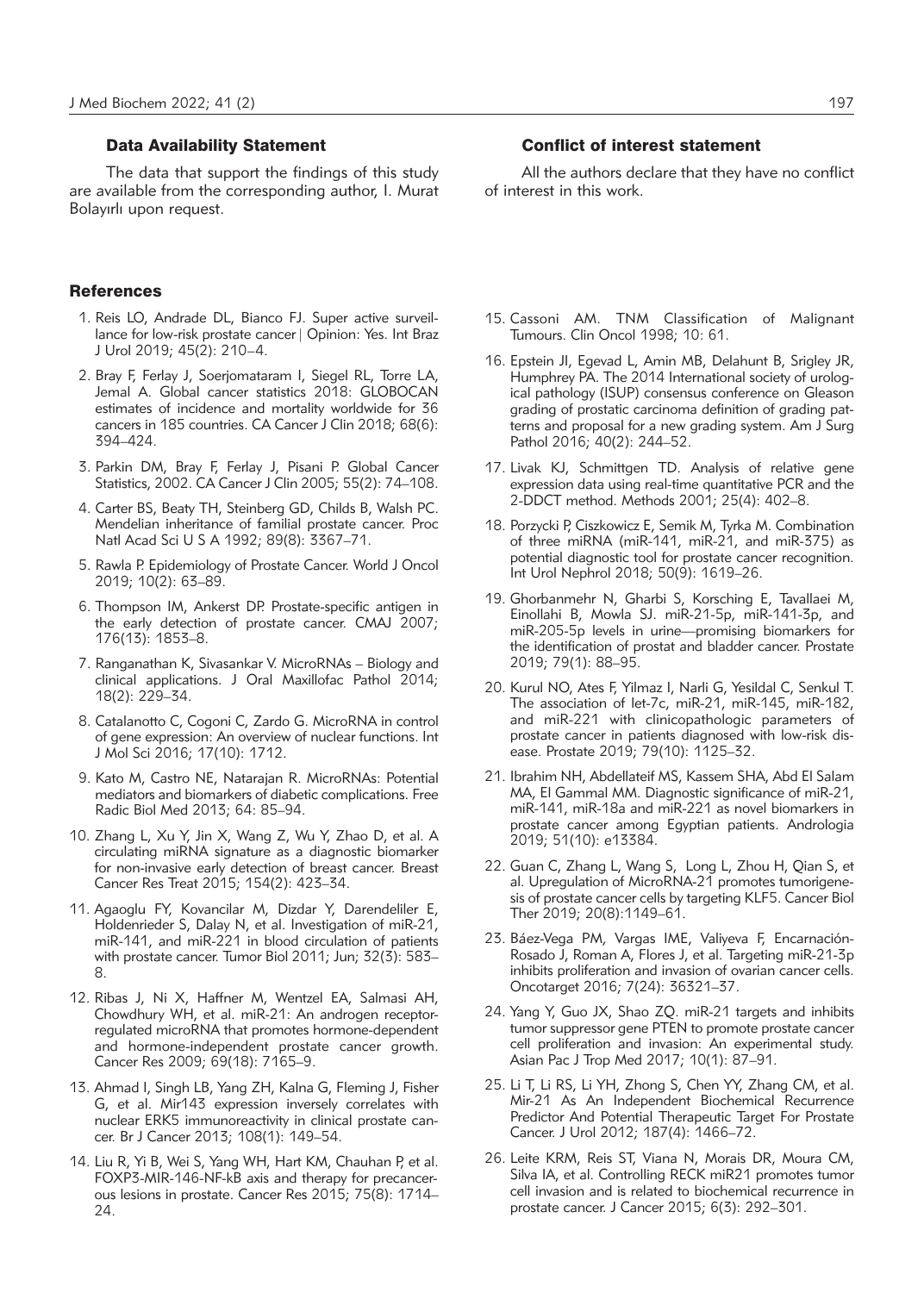## Data Availability Statement

The data that support the findings of this study are available from the corresponding author, I. Murat Bolayırlı upon request.

## Conflict of interest statement

All the authors declare that they have no conflict of interest in this work.

## References

1. Reis LO, Andrade DL, Bianco FJ. Super active surveillance for low-risk prostate cancer | Opinion: Yes. Int Braz J Urol 2019; 45(2): 210–4.
2. Bray F, Ferlay J, Soerjomataram I, Siegel RL, Torre LA, Jemal A. Global cancer statistics 2018: GLOBOCAN estimates of incidence and mortality worldwide for 36 cancers in 185 countries. CA Cancer J Clin 2018; 68(6): 394–424.
3. Parkin DM, Bray F, Ferlay J, Pisani P. Global Cancer Statistics, 2002. CA Cancer J Clin 2005; 55(2): 74–108.
4. Carter BS, Beaty TH, Steinberg GD, Childs B, Walsh PC. Mendelian inheritance of familial prostate cancer. Proc Natl Acad Sci U S A 1992; 89(8): 3367–71.
5. Rawla P. Epidemiology of Prostate Cancer. World J Oncol 2019; 10(2): 63–89.
6. Thompson IM, Ankerst DP. Prostate-specific antigen in the early detection of prostate cancer. CMAJ 2007; 176(13): 1853–8.
7. Ranganathan K, Sivasankar V. MicroRNAs – Biology and clinical applications. J Oral Maxillofac Pathol 2014; 18(2): 229–34.
8. Catalanotto C, Cogoni C, Zardo G. MicroRNA in control of gene expression: An overview of nuclear functions. Int J Mol Sci 2016; 17(10): 1712.
9. Kato M, Castro NE, Natarajan R. MicroRNAs: Potential mediators and biomarkers of diabetic complications. Free Radic Biol Med 2013; 64: 85–94.
10. Zhang L, Xu Y, Jin X, Wang Z, Wu Y, Zhao D, et al. A circulating miRNA signature as a diagnostic biomarker for non-invasive early detection of breast cancer. Breast Cancer Res Treat 2015; 154(2): 423–34.
11. Agaoglu FY, Kovancilar M, Dizdar Y, Darendeliler E, Holdenrieder S, Dalay N, et al. Investigation of miR-21, miR-141, and miR-221 in blood circulation of patients with prostate cancer. Tumor Biol 2011; Jun; 32(3): 583–8.
12. Ribas J, Ni X, Haffner M, Wentzel EA, Salmasi AH, Chowdhury WH, et al. miR-21: An androgen receptor-regulated microRNA that promotes hormone-dependent and hormone-independent prostate cancer growth. Cancer Res 2009; 69(18): 7165–9.
13. Ahmad I, Singh LB, Yang ZH, Kalna G, Fleming J, Fisher G, et al. Mir143 expression inversely correlates with nuclear ERK5 immunoreactivity in clinical prostate cancer. Br J Cancer 2013; 108(1): 149–54.
14. Liu R, Yi B, Wei S, Yang WH, Hart KM, Chauhan P, et al. FOXP3-MIR-146-NF-kB axis and therapy for precancerous lesions in prostate. Cancer Res 2015; 75(8): 1714–24.
15. Cassoni AM. TNM Classification of Malignant Tumours. Clin Oncol 1998; 10: 61.
16. Epstein JI, Egevad L, Amin MB, Delahunt B, Srigley JR, Humphrey PA. The 2014 International society of urological pathology (ISUP) consensus conference on Gleason grading of prostatic carcinoma definition of grading patterns and proposal for a new grading system. Am J Surg Pathol 2016; 40(2): 244–52.
17. Livak KJ, Schmittgen TD. Analysis of relative gene expression data using real-time quantitative PCR and the 2-DDCT method. Methods 2001; 25(4): 402–8.
18. Porzycki P, Ciszkowicz E, Semik M, Tyrka M. Combination of three miRNA (miR-141, miR-21, and miR-375) as potential diagnostic tool for prostate cancer recognition. Int Urol Nephrol 2018; 50(9): 1619–26.
19. Ghorbanmehr N, Gharbi S, Korsching E, Tavallaei M, Einollahi B, Mowla SJ. miR-21-5p, miR-141-3p, and miR-205-5p levels in urine—promising biomarkers for the identification of prostat and bladder cancer. Prostate 2019; 79(1): 88–95.
20. Kurul NO, Ates F, Yilmaz I, Narli G, Yesildal C, Senkul T. The association of let-7c, miR-21, miR-145, miR-182, and miR-221 with clinicopathologic parameters of prostate cancer in patients diagnosed with low-risk disease. Prostate 2019; 79(10): 1125–32.
21. Ibrahim NH, Abdellateif MS, Kassem SHA, Abd El Salam MA, El Gammal MM. Diagnostic significance of miR-21, miR-141, miR-18a and miR-221 as novel biomarkers in prostate cancer among Egyptian patients. Andrologia 2019; 51(10): e13384.
22. Guan C, Zhang L, Wang S, Long L, Zhou H, Qian S, et al. Upregulation of MicroRNA-21 promotes tumorigenesis of prostate cancer cells by targeting KLF5. Cancer Biol Ther 2019; 20(8):1149–61.
23. Báez-Vega PM, Vargas IME, Valiyeva F, Encarnación-Rosado J, Roman A, Flores J, et al. Targeting miR-21-3p inhibits proliferation and invasion of ovarian cancer cells. Oncotarget 2016; 7(24): 36321–37.
24. Yang Y, Guo JX, Shao ZQ. miR-21 targets and inhibits tumor suppressor gene PTEN to promote prostate cancer cell proliferation and invasion: An experimental study. Asian Pac J Trop Med 2017; 10(1): 87–91.
25. Li T, Li RS, Li YH, Zhong S, Chen YY, Zhang CM, et al. Mir-21 As An Independent Biochemical Recurrence Predictor And Potential Therapeutic Target For Prostate Cancer. J Urol 2012; 187(4): 1466–72.
26. Leite KRM, Reis ST, Viana N, Morais DR, Moura CM, Silva IA, et al. Controlling RECK miR21 promotes tumor cell invasion and is related to biochemical recurrence in prostate cancer. J Cancer 2015; 6(3): 292–301.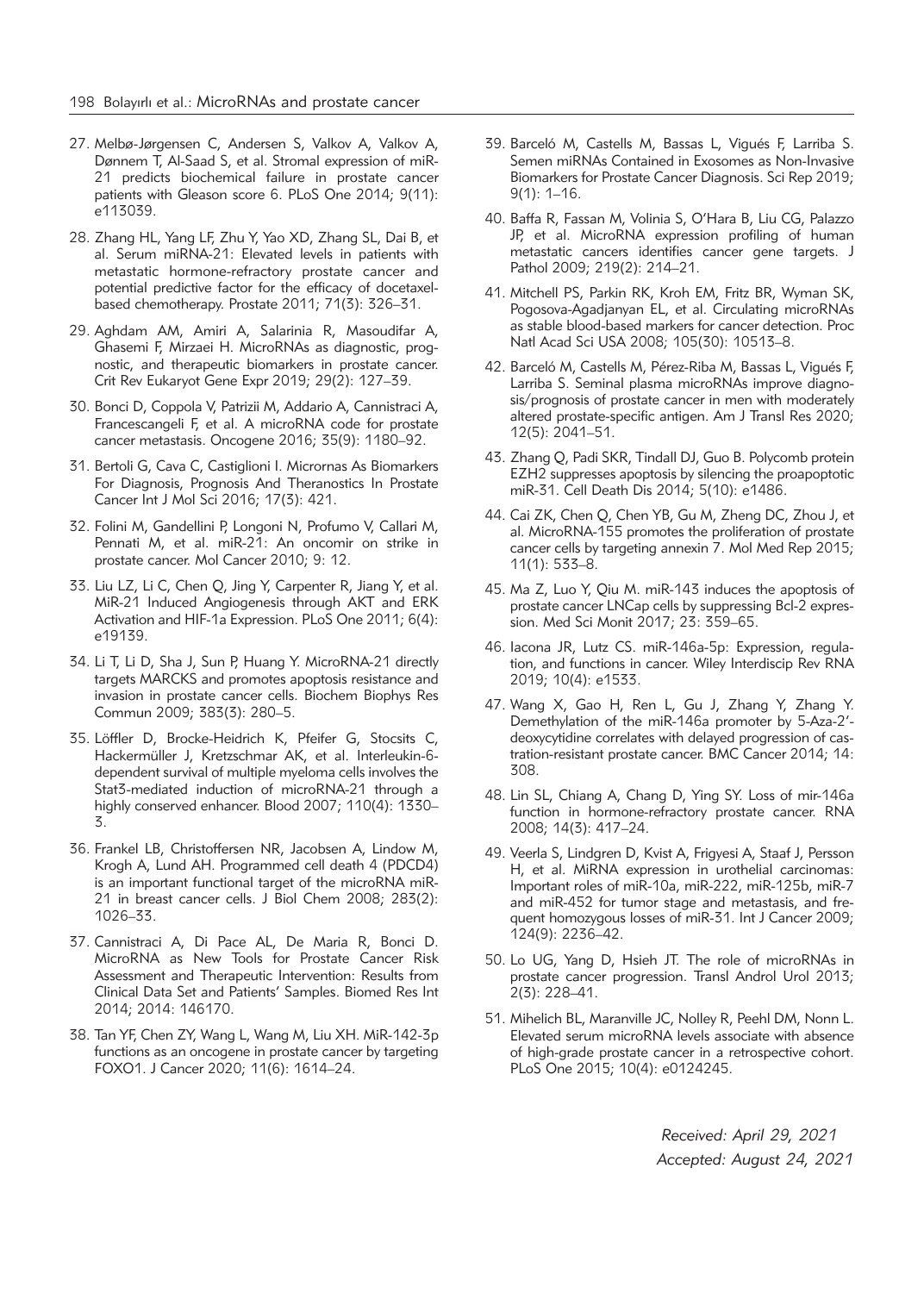27. Melbø-Jørgensen C, Andersen S, Valkov A, Valkov A, Dønnem T, Al-Saad S, et al. Stromal expression of miR-21 predicts biochemical failure in prostate cancer patients with Gleason score 6. PLoS One 2014; 9(11): e113039.

28. Zhang HL, Yang LF, Zhu Y, Yao XD, Zhang SL, Dai B, et al. Serum miRNA-21: Elevated levels in patients with metastatic hormone-refractory prostate cancer and potential predictive factor for the efficacy of docetaxel-based chemotherapy. Prostate 2011; 71(3): 326–31.

29. Aghdam AM, Amiri A, Salarinia R, Masoudifar A, Ghasemi F, Mirzaei H. MicroRNAs as diagnostic, prognostic, and therapeutic biomarkers in prostate cancer. Crit Rev Eukaryot Gene Expr 2019; 29(2): 127–39.

30. Bonci D, Coppola V, Patrizii M, Addario A, Cannistraci A, Francescangeli F, et al. A microRNA code for prostate cancer metastasis. Oncogene 2016; 35(9): 1180–92.

31. Bertoli G, Cava C, Castiglioni I. Micrornas As Biomarkers For Diagnosis, Prognosis And Theranostics In Prostate Cancer Int J Mol Sci 2016; 17(3): 421.

32. Folini M, Gandellini P, Longoni N, Profumo V, Callari M, Pennati M, et al. miR-21: An oncomir on strike in prostate cancer. Mol Cancer 2010; 9: 12.

33. Liu LZ, Li C, Chen Q, Jing Y, Carpenter R, Jiang Y, et al. MiR-21 Induced Angiogenesis through AKT and ERK Activation and HIF-1a Expression. PLoS One 2011; 6(4): e19139.

34. Li T, Li D, Sha J, Sun P, Huang Y. MicroRNA-21 directly targets MARCKS and promotes apoptosis resistance and invasion in prostate cancer cells. Biochem Biophys Res Commun 2009; 383(3): 280–5.

35. Löffler D, Brocke-Heidrich K, Pfeifer G, Stocsits C, Hackermüller J, Kretzschmar AK, et al. Interleukin-6-dependent survival of multiple myeloma cells involves the Stat3-mediated induction of microRNA-21 through a highly conserved enhancer. Blood 2007; 110(4): 1330–3.

36. Frankel LB, Christoffersen NR, Jacobsen A, Lindow M, Krogh A, Lund AH. Programmed cell death 4 (PDCD4) is an important functional target of the microRNA miR-21 in breast cancer cells. J Biol Chem 2008; 283(2): 1026–33.

37. Cannistraci A, Di Pace AL, De Maria R, Bonci D. MicroRNA as New Tools for Prostate Cancer Risk Assessment and Therapeutic Intervention: Results from Clinical Data Set and Patients' Samples. Biomed Res Int 2014; 2014: 146170.

38. Tan YF, Chen ZY, Wang L, Wang M, Liu XH. MiR-142-3p functions as an oncogene in prostate cancer by targeting FOXO1. J Cancer 2020; 11(6): 1614–24.

39. Barceló M, Castells M, Bassas L, Vigués F, Larriba S. Semen miRNAs Contained in Exosomes as Non-Invasive Biomarkers for Prostate Cancer Diagnosis. Sci Rep 2019; 9(1): 1–16.

40. Baffa R, Fassan M, Volinia S, O'Hara B, Liu CG, Palazzo JP, et al. MicroRNA expression profiling of human metastatic cancers identifies cancer gene targets. J Pathol 2009; 219(2): 214–21.

41. Mitchell PS, Parkin RK, Kroh EM, Fritz BR, Wyman SK, Pogosova-Agadjanyan EL, et al. Circulating microRNAs as stable blood-based markers for cancer detection. Proc Natl Acad Sci USA 2008; 105(30): 10513–8.

42. Barceló M, Castells M, Pérez-Riba M, Bassas L, Vigués F, Larriba S. Seminal plasma microRNAs improve diagnosis/prognosis of prostate cancer in men with moderately altered prostate-specific antigen. Am J Transl Res 2020; 12(5): 2041–51.

43. Zhang Q, Padi SKR, Tindall DJ, Guo B. Polycomb protein EZH2 suppresses apoptosis by silencing the proapoptotic miR-31. Cell Death Dis 2014; 5(10): e1486.

44. Cai ZK, Chen Q, Chen YB, Gu M, Zheng DC, Zhou J, et al. MicroRNA-155 promotes the proliferation of prostate cancer cells by targeting annexin 7. Mol Med Rep 2015; 11(1): 533–8.

45. Ma Z, Luo Y, Qiu M. miR-143 induces the apoptosis of prostate cancer LNCap cells by suppressing Bcl-2 expression. Med Sci Monit 2017; 23: 359–65.

46. Iacona JR, Lutz CS. miR-146a-5p: Expression, regulation, and functions in cancer. Wiley Interdiscip Rev RNA 2019; 10(4): e1533.

47. Wang X, Gao H, Ren L, Gu J, Zhang Y, Zhang Y. Demethylation of the miR-146a promoter by 5-Aza-2'-deoxycytidine correlates with delayed progression of castration-resistant prostate cancer. BMC Cancer 2014; 14: 308.

48. Lin SL, Chiang A, Chang D, Ying SY. Loss of mir-146a function in hormone-refractory prostate cancer. RNA 2008; 14(3): 417–24.

49. Veerla S, Lindgren D, Kvist A, Frigyesi A, Staaf J, Persson H, et al. MiRNA expression in urothelial carcinomas: Important roles of miR-10a, miR-222, miR-125b, miR-7 and miR-452 for tumor stage and metastasis, and frequent homozygous losses of miR-31. Int J Cancer 2009; 124(9): 2236–42.

50. Lo UG, Yang D, Hsieh JT. The role of microRNAs in prostate cancer progression. Transl Androl Urol 2013; 2(3): 228–41.

51. Mihelich BL, Maranville JC, Nolley R, Peehl DM, Nonn L. Elevated serum microRNA levels associate with absence of high-grade prostate cancer in a retrospective cohort. PLoS One 2015; 10(4): e0124245.

*Received: April 29, 2021*
*Accepted: August 24, 2021*